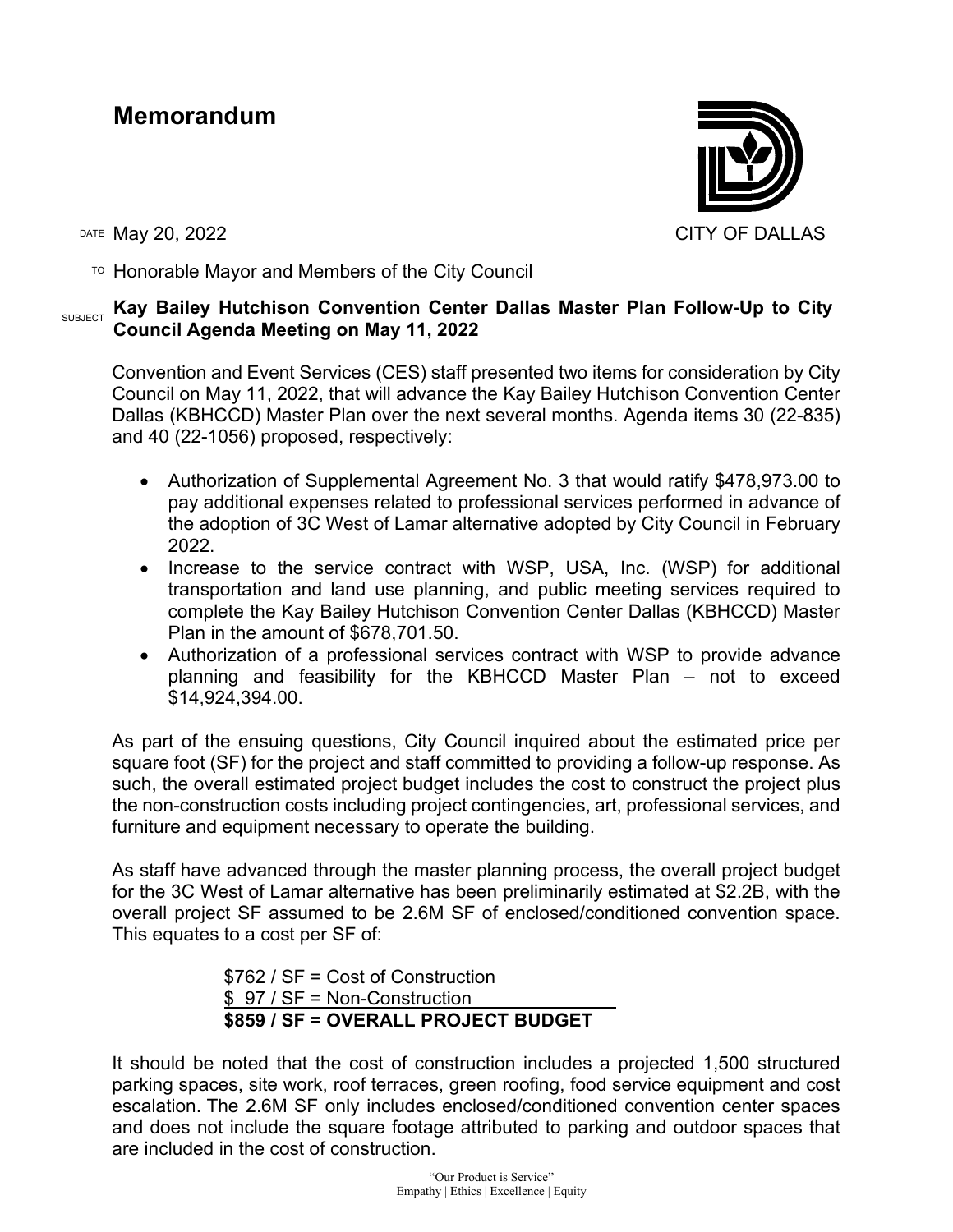# Memorandum

CITY OF DALLAS

DATE May 20, 2022

TO Honorable Mayor and Members of the City Council

SUBJECT **Kay Bailey Hutchison Convention Center Dallas Master Plan Follow-Up to City Council Agenda Meeting on May 11, 2022**

Convention and Event Services (CES) staff presented two items for consideration by City Council on May 11, 2022, that will advance the Kay Bailey Hutchison Convention Center Dallas (KBHCCD) Master Plan over the next several months. Agenda items 30 (22-835) and 40 (22-1056) proposed, respectively:

- Authorization of Supplemental Agreement No. 3 that would ratify $478,973.00 to pay additional expenses related to professional services performed in advance of the adoption of 3C West of Lamar alternative adopted by City Council in February 2022.
- Increase to the service contract with WSP, USA, Inc. (WSP) for additional transportation and land use planning, and public meeting services required to complete the Kay Bailey Hutchison Convention Center Dallas (KBHCCD) Master Plan in the amount of $678,701.50.
- Authorization of a professional services contract with WSP to provide advance planning and feasibility for the KBHCCD Master Plan – not to exceed $14,924,394.00.

As part of the ensuing questions, City Council inquired about the estimated price per square foot (SF) for the project and staff committed to providing a follow-up response. As such, the overall estimated project budget includes the cost to construct the project plus the non-construction costs including project contingencies, art, professional services, and furniture and equipment necessary to operate the building.

As staff have advanced through the master planning process, the overall project budget for the 3C West of Lamar alternative has been preliminarily estimated at $2.2B, with the overall project SF assumed to be 2.6M SF of enclosed/conditioned convention space. This equates to a cost per SF of:

$762 / SF = Cost of Construction
$ 97 / SF = Non-Construction
**$859 / SF = OVERALL PROJECT BUDGET**

It should be noted that the cost of construction includes a projected 1,500 structured parking spaces, site work, roof terraces, green roofing, food service equipment and cost escalation. The 2.6M SF only includes enclosed/conditioned convention center spaces and does not include the square footage attributed to parking and outdoor spaces that are included in the cost of construction.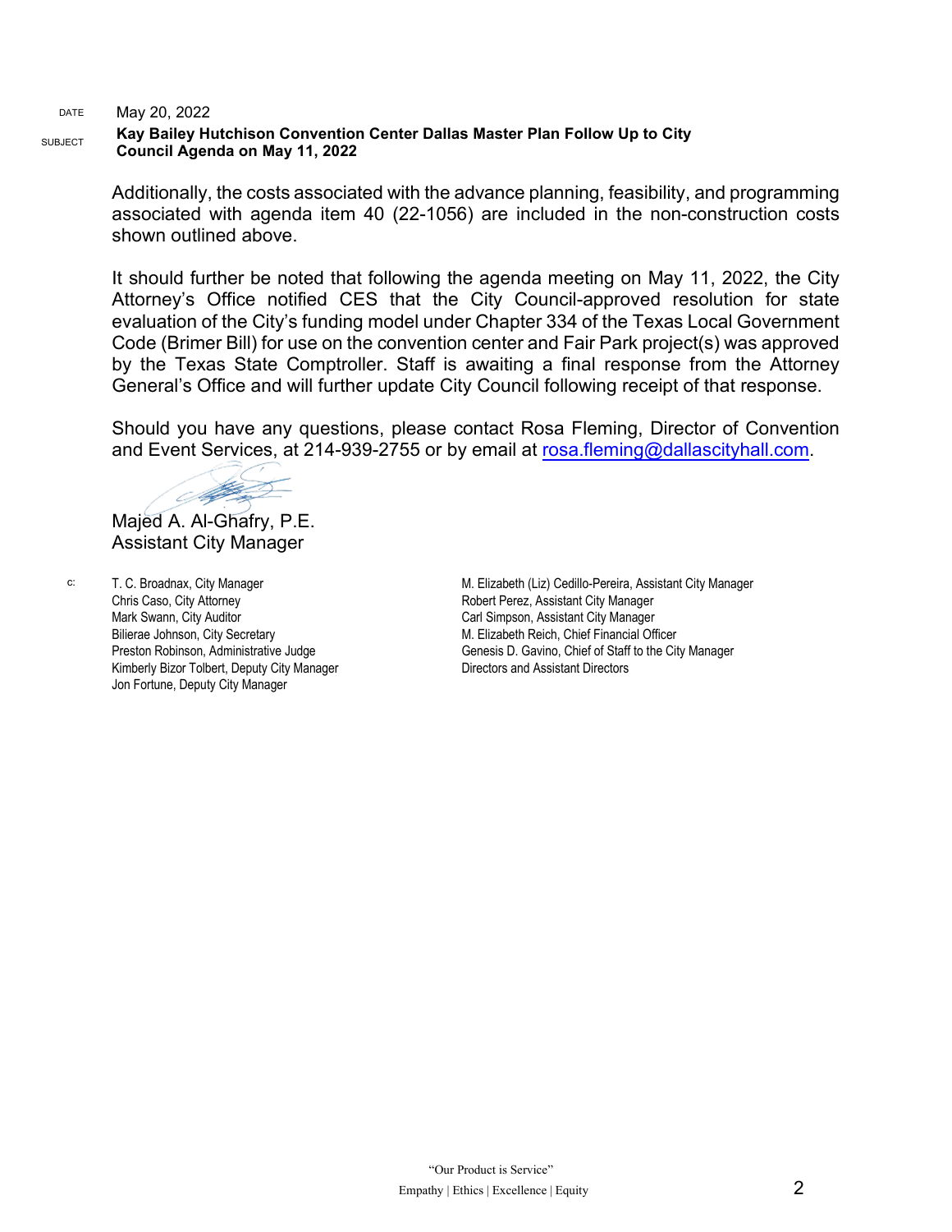DATE May 20, 2022

SUBJECT **Kay Bailey Hutchison Convention Center Dallas Master Plan Follow Up to City Council Agenda on May 11, 2022**

Additionally, the costs associated with the advance planning, feasibility, and programming associated with agenda item 40 (22-1056) are included in the non-construction costs shown outlined above.

It should further be noted that following the agenda meeting on May 11, 2022, the City Attorney's Office notified CES that the City Council-approved resolution for state evaluation of the City's funding model under Chapter 334 of the Texas Local Government Code (Brimer Bill) for use on the convention center and Fair Park project(s) was approved by the Texas State Comptroller. Staff is awaiting a final response from the Attorney General's Office and will further update City Council following receipt of that response.

Should you have any questions, please contact Rosa Fleming, Director of Convention and Event Services, at 214-939-2755 or by email at rosa.fleming@dallascityhall.com.

Majed A. Al-Ghafry, P.E.
Assistant City Manager

c:
T. C. Broadnax, City Manager
Chris Caso, City Attorney
Mark Swann, City Auditor
Bilierae Johnson, City Secretary
Preston Robinson, Administrative Judge
Kimberly Bizor Tolbert, Deputy City Manager
Jon Fortune, Deputy City Manager
M. Elizabeth (Liz) Cedillo-Pereira, Assistant City Manager
Robert Perez, Assistant City Manager
Carl Simpson, Assistant City Manager
M. Elizabeth Reich, Chief Financial Officer
Genesis D. Gavino, Chief of Staff to the City Manager
Directors and Assistant Directors

"Our Product is Service"
Empathy | Ethics | Excellence | Equity